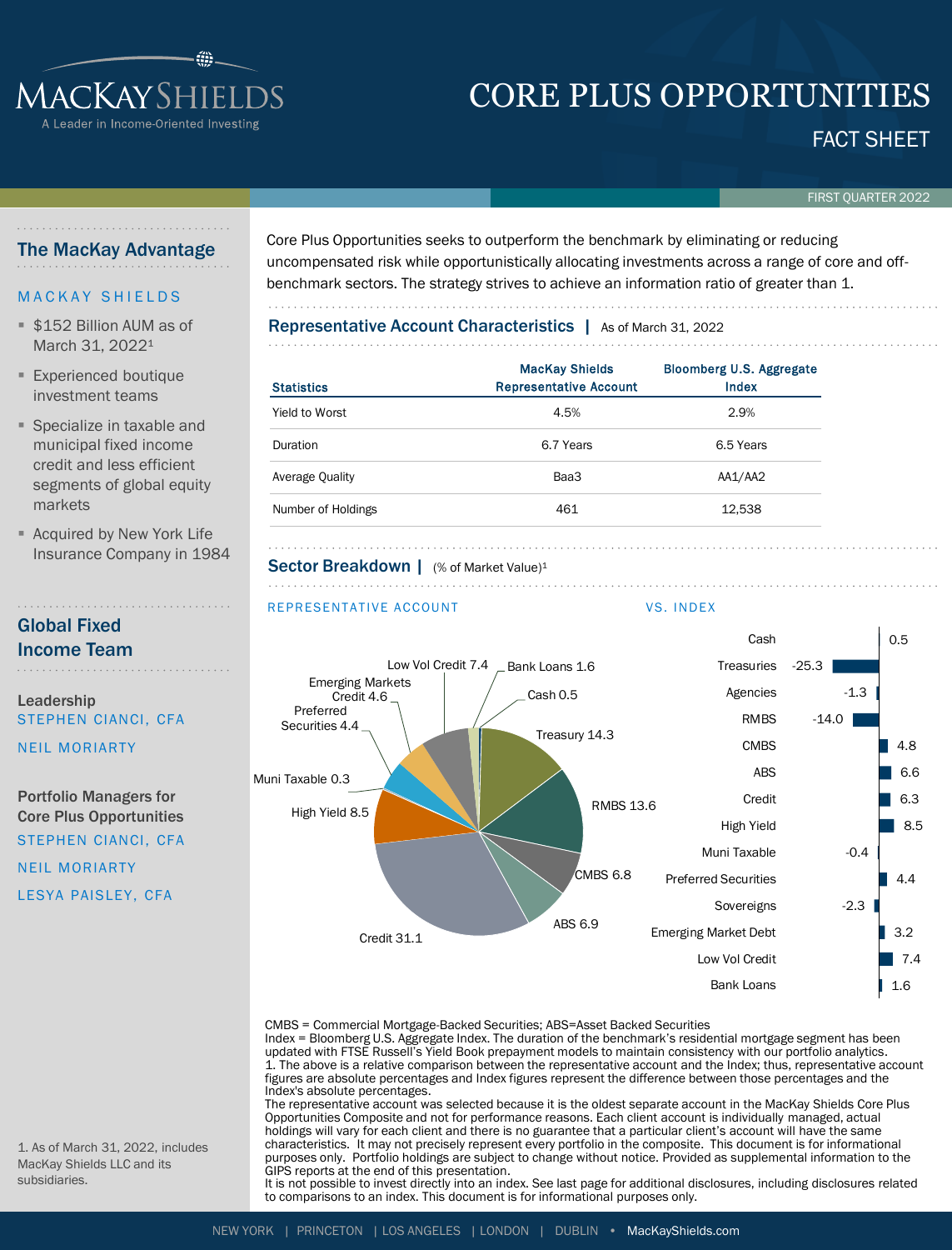# MACKAY SHIELDS

A Leader in Income-Oriented Investing

# CORE PLUS OPPORTUNITIES

## FACT SHEET

FIRST QUARTER 2022

## The MacKay Advantage

MACKAY SHIELDS

- $152 Billion AUM as of March 31, 2022[1]
- Experienced boutique investment teams
- Specialize in taxable and municipal fixed income credit and less efficient segments of global equity markets
- Acquired by New York Life Insurance Company in 1984

## Global Fixed Income Team

**Leadership**

STEPHEN CIANCI, CFA

NEIL MORIARTY

**Portfolio Managers for Core Plus Opportunities**

STEPHEN CIANCI, CFA

NEIL MORIARTY

LESYA PAISLEY, CFA

1. As of March 31, 2022, includes MacKay Shields LLC and its subsidiaries.

Core Plus Opportunities seeks to outperform the benchmark by eliminating or reducing uncompensated risk while opportunistically allocating investments across a range of core and off-benchmark sectors. The strategy strives to achieve an information ratio of greater than 1.

## Representative Account Characteristics | As of March 31, 2022

| Statistics | MacKay Shields Representative Account | Bloomberg U.S. Aggregate Index |
|---|---|---|
| Yield to Worst | 4.5% | 2.9% |
| Duration | 6.7 Years | 6.5 Years |
| Average Quality | Baa3 | AA1/AA2 |
| Number of Holdings | 461 | 12,538 |

## Sector Breakdown | (% of Market Value)[1]

**REPRESENTATIVE ACCOUNT**

| Sector | % |
|---|---|
| Treasury | 14.3 |
| RMBS | 13.6 |
| CMBS | 6.8 |
| ABS | 6.9 |
| Credit | 31.1 |
| High Yield | 8.5 |
| Muni Taxable | 0.3 |
| Preferred Securities | 4.4 |
| Emerging Markets Credit | 4.6 |
| Low Vol Credit | 7.4 |
| Bank Loans | 1.6 |
| Cash | 0.5 |

**VS. INDEX**

| Sector | Difference |
|---|---|
| Cash | 0.5 |
| Treasuries | -25.3 |
| Agencies | -1.3 |
| RMBS | -14.0 |
| CMBS | 4.8 |
| ABS | 6.6 |
| Credit | 6.3 |
| High Yield | 8.5 |
| Muni Taxable | -0.4 |
| Preferred Securities | 4.4 |
| Sovereigns | -2.3 |
| Emerging Market Debt | 3.2 |
| Low Vol Credit | 7.4 |
| Bank Loans | 1.6 |

CMBS = Commercial Mortgage-Backed Securities; ABS=Asset Backed Securities

Index = Bloomberg U.S. Aggregate Index. The duration of the benchmark's residential mortgage segment has been updated with FTSE Russell's Yield Book prepayment models to maintain consistency with our portfolio analytics.

1. The above is a relative comparison between the representative account and the Index; thus, representative account figures are absolute percentages and Index figures represent the difference between those percentages and the Index's absolute percentages.

The representative account was selected because it is the oldest separate account in the MacKay Shields Core Plus Opportunities Composite and not for performance reasons. Each client account is individually managed, actual holdings will vary for each client and there is no guarantee that a particular client's account will have the same characteristics. It may not precisely represent every portfolio in the composite. This document is for informational purposes only. Portfolio holdings are subject to change without notice. Provided as supplemental information to the GIPS reports at the end of this presentation.

It is not possible to invest directly into an index. See last page for additional disclosures, including disclosures related to comparisons to an index. This document is for informational purposes only.

NEW YORK | PRINCETON | LOS ANGELES | LONDON | DUBLIN • MacKayShields.com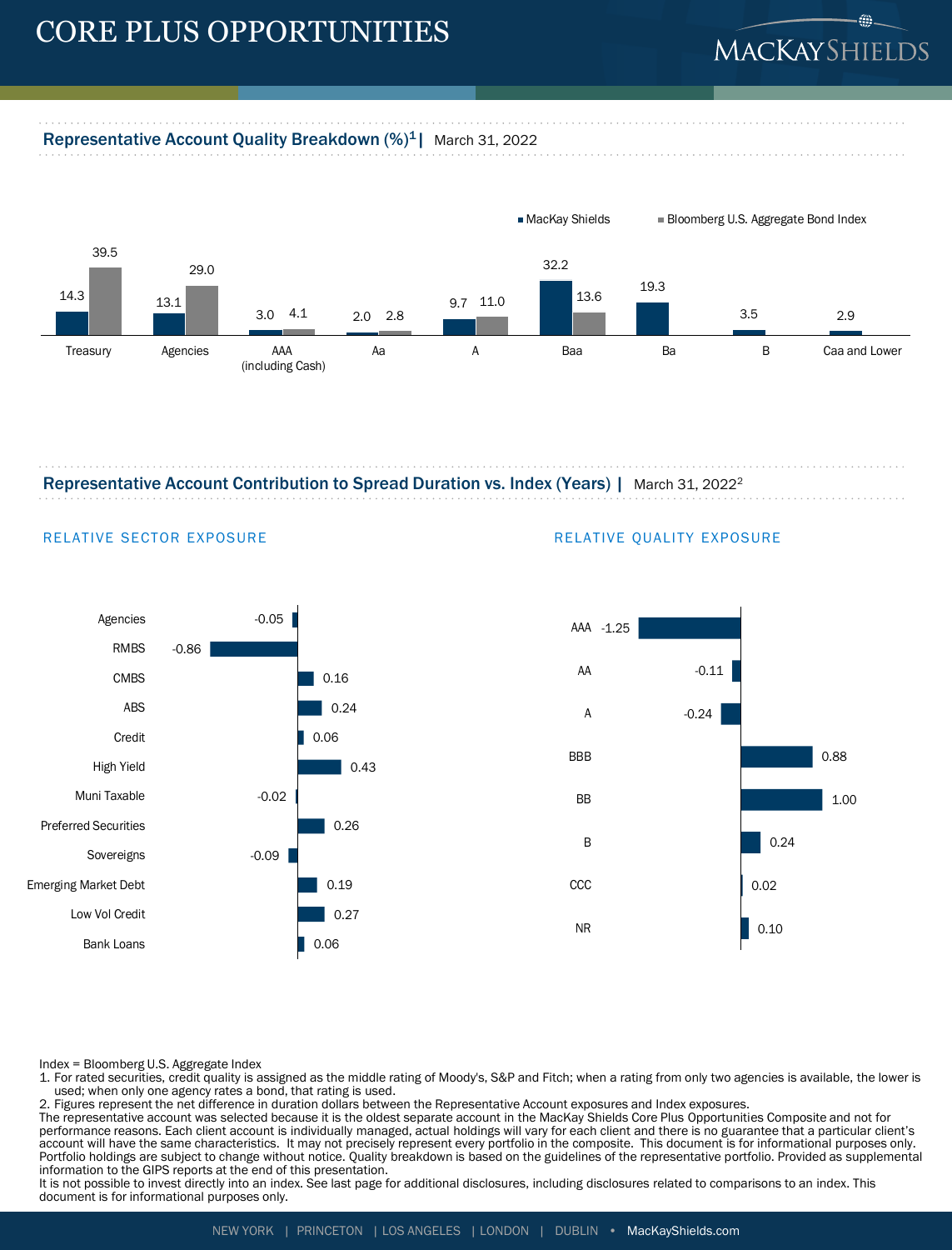# CORE PLUS OPPORTUNITIES

## Representative Account Quality Breakdown (%)[1] | March 31, 2022

| | MacKay Shields | Bloomberg U.S. Aggregate Bond Index |
|---|---|---|
| Treasury | 14.3 | 39.5 |
| Agencies | 13.1 | 29.0 |
| AAA (including Cash) | 3.0 | 4.1 |
| Aa | 2.0 | 2.8 |
| A | 9.7 | 11.0 |
| Baa | 32.2 | 13.6 |
| Ba | 19.3 | |
| B | 3.5 | |
| Caa and Lower | 2.9 | |

## Representative Account Contribution to Spread Duration vs. Index (Years) | March 31, 2022[2]

### RELATIVE SECTOR EXPOSURE

| Sector | Years |
|---|---|
| Agencies | -0.05 |
| RMBS | -0.86 |
| CMBS | 0.16 |
| ABS | 0.24 |
| Credit | 0.06 |
| High Yield | 0.43 |
| Muni Taxable | -0.02 |
| Preferred Securities | 0.26 |
| Sovereigns | -0.09 |
| Emerging Market Debt | 0.19 |
| Low Vol Credit | 0.27 |
| Bank Loans | 0.06 |

### RELATIVE QUALITY EXPOSURE

| Quality | Years |
|---|---|
| AAA | -1.25 |
| AA | -0.11 |
| A | -0.24 |
| BBB | 0.88 |
| BB | 1.00 |
| B | 0.24 |
| CCC | 0.02 |
| NR | 0.10 |

Index = Bloomberg U.S. Aggregate Index

1. For rated securities, credit quality is assigned as the middle rating of Moody's, S&P and Fitch; when a rating from only two agencies is available, the lower is used; when only one agency rates a bond, that rating is used.
2. Figures represent the net difference in duration dollars between the Representative Account exposures and Index exposures.

The representative account was selected because it is the oldest separate account in the MacKay Shields Core Plus Opportunities Composite and not for performance reasons. Each client account is individually managed, actual holdings will vary for each client and there is no guarantee that a particular client's account will have the same characteristics. It may not precisely represent every portfolio in the composite. This document is for informational purposes only. Portfolio holdings are subject to change without notice. Quality breakdown is based on the guidelines of the representative portfolio. Provided as supplemental information to the GIPS reports at the end of this presentation.

It is not possible to invest directly into an index. See last page for additional disclosures, including disclosures related to comparisons to an index. This document is for informational purposes only.

NEW YORK | PRINCETON | LOS ANGELES | LONDON | DUBLIN • MacKayShields.com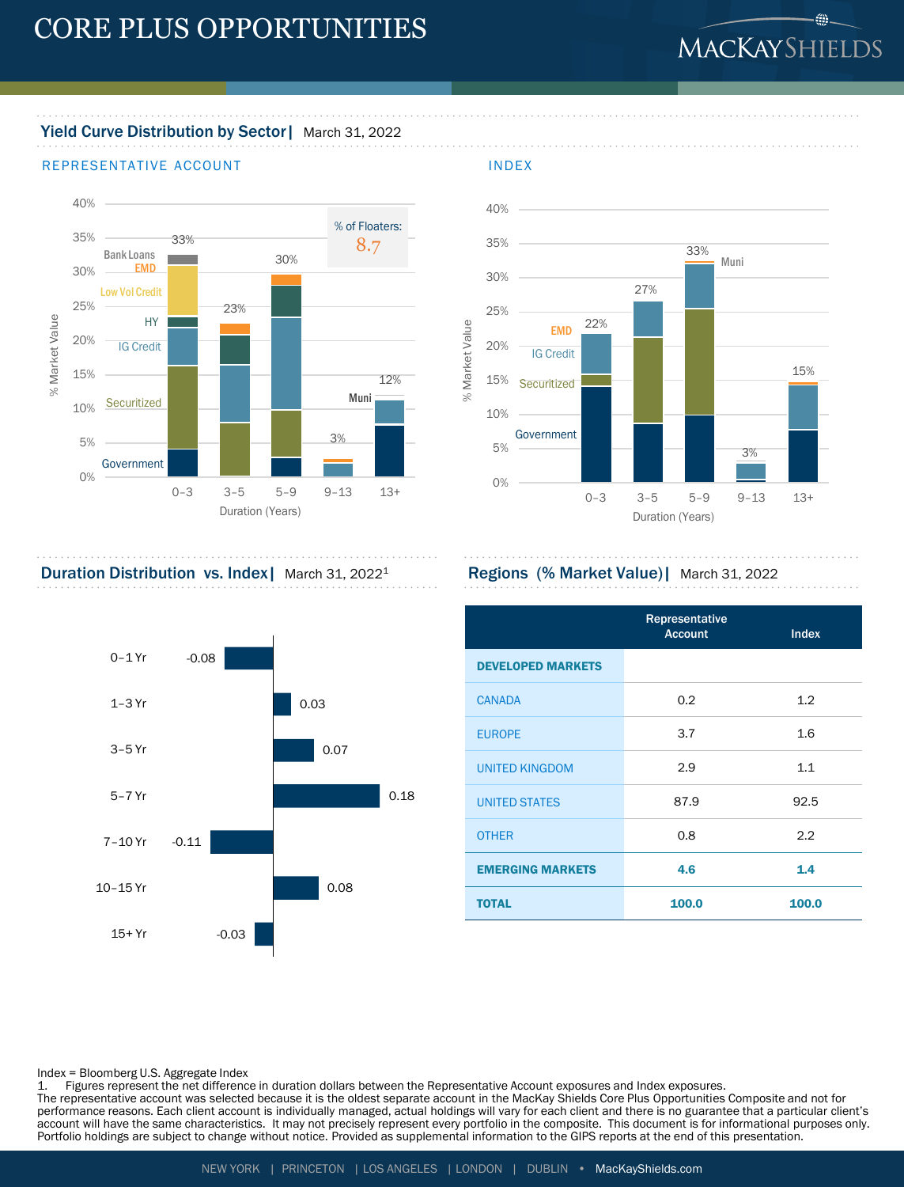# CORE PLUS OPPORTUNITIES

## Yield Curve Distribution by Sector | March 31, 2022

### REPRESENTATIVE ACCOUNT

% of Floaters: 8.7

| Duration (Years) | 0–3 | 3–5 | 5–9 | 9–13 | 13+ |
|---|---|---|---|---|---|
| Total % Market Value | 33% | 23% | 30% | 3% | 12% |

Sectors: Bank Loans, EMD, Low Vol Credit, HY, IG Credit, Securitized, Government, Muni

### INDEX

| Duration (Years) | 0–3 | 3–5 | 5–9 | 9–13 | 13+ |
|---|---|---|---|---|---|
| Total % Market Value | 22% | 27% | 33% | 3% | 15% |

Sectors: EMD, IG Credit, Securitized, Government, Muni

## Duration Distribution vs. Index | March 31, 2022[1]

| Bucket | Net Difference |
|---|---|
| 0–1 Yr | -0.08 |
| 1–3 Yr | 0.03 |
| 3–5 Yr | 0.07 |
| 5–7 Yr | 0.18 |
| 7–10 Yr | -0.11 |
| 10–15 Yr | 0.08 |
| 15+ Yr | -0.03 |

## Regions (% Market Value) | March 31, 2022

| | Representative Account | Index |
|---|---|---|
| **DEVELOPED MARKETS** | | |
| CANADA | 0.2 | 1.2 |
| EUROPE | 3.7 | 1.6 |
| UNITED KINGDOM | 2.9 | 1.1 |
| UNITED STATES | 87.9 | 92.5 |
| OTHER | 0.8 | 2.2 |
| **EMERGING MARKETS** | **4.6** | **1.4** |
| **TOTAL** | **100.0** | **100.0** |

Index = Bloomberg U.S. Aggregate Index

1. Figures represent the net difference in duration dollars between the Representative Account exposures and Index exposures.

The representative account was selected because it is the oldest separate account in the MacKay Shields Core Plus Opportunities Composite and not for performance reasons. Each client account is individually managed, actual holdings will vary for each client and there is no guarantee that a particular client's account will have the same characteristics. It may not precisely represent every portfolio in the composite. This document is for informational purposes only. Portfolio holdings are subject to change without notice. Provided as supplemental information to the GIPS reports at the end of this presentation.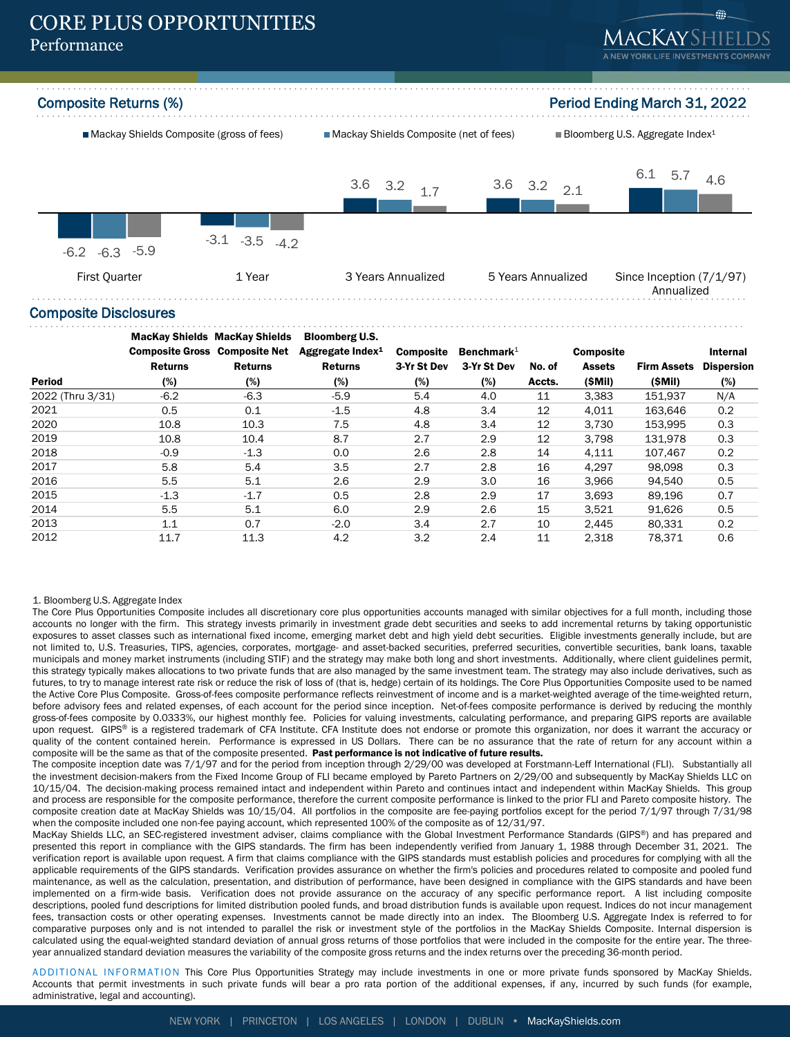# CORE PLUS OPPORTUNITIES
## Performance

## Composite Returns (%)

**Period Ending March 31, 2022**

| | Mackay Shields Composite (gross of fees) | Mackay Shields Composite (net of fees) | Bloomberg U.S. Aggregate Index[1] |
|---|---|---|---|
| First Quarter | -6.2 | -6.3 | -5.9 |
| 1 Year | -3.1 | -3.5 | -4.2 |
| 3 Years Annualized | 3.6 | 3.2 | 1.7 |
| 5 Years Annualized | 3.6 | 3.2 | 2.1 |
| Since Inception (7/1/97) Annualized | 6.1 | 5.7 | 4.6 |

## Composite Disclosures

| Period | MacKay Shields Composite Gross Returns (%) | MacKay Shields Composite Net Returns (%) | Bloomberg U.S. Aggregate Index[1] Returns (%) | Composite 3-Yr St Dev (%) | Benchmark[1] 3-Yr St Dev (%) | No. of Accts. | Composite Assets ($Mil) | Firm Assets ($Mil) | Internal Dispersion (%) |
|---|---|---|---|---|---|---|---|---|---|
| 2022 (Thru 3/31) | -6.2 | -6.3 | -5.9 | 5.4 | 4.0 | 11 | 3,383 | 151,937 | N/A |
| 2021 | 0.5 | 0.1 | -1.5 | 4.8 | 3.4 | 12 | 4,011 | 163,646 | 0.2 |
| 2020 | 10.8 | 10.3 | 7.5 | 4.8 | 3.4 | 12 | 3,730 | 153,995 | 0.3 |
| 2019 | 10.8 | 10.4 | 8.7 | 2.7 | 2.9 | 12 | 3,798 | 131,978 | 0.3 |
| 2018 | -0.9 | -1.3 | 0.0 | 2.6 | 2.8 | 14 | 4,111 | 107,467 | 0.2 |
| 2017 | 5.8 | 5.4 | 3.5 | 2.7 | 2.8 | 16 | 4,297 | 98,098 | 0.3 |
| 2016 | 5.5 | 5.1 | 2.6 | 2.9 | 3.0 | 16 | 3,966 | 94,540 | 0.5 |
| 2015 | -1.3 | -1.7 | 0.5 | 2.8 | 2.9 | 17 | 3,693 | 89,196 | 0.7 |
| 2014 | 5.5 | 5.1 | 6.0 | 2.9 | 2.6 | 15 | 3,521 | 91,626 | 0.5 |
| 2013 | 1.1 | 0.7 | -2.0 | 3.4 | 2.7 | 10 | 2,445 | 80,331 | 0.2 |
| 2012 | 11.7 | 11.3 | 4.2 | 3.2 | 2.4 | 11 | 2,318 | 78,371 | 0.6 |

1. Bloomberg U.S. Aggregate Index

The Core Plus Opportunities Composite includes all discretionary core plus opportunities accounts managed with similar objectives for a full month, including those accounts no longer with the firm. This strategy invests primarily in investment grade debt securities and seeks to add incremental returns by taking opportunistic exposures to asset classes such as international fixed income, emerging market debt and high yield debt securities. Eligible investments generally include, but are not limited to, U.S. Treasuries, TIPS, agencies, corporates, mortgage- and asset-backed securities, preferred securities, convertible securities, bank loans, taxable municipals and money market instruments (including STIF) and the strategy may make both long and short investments. Additionally, where client guidelines permit, this strategy typically makes allocations to two private funds that are also managed by the same investment team. The strategy may also include derivatives, such as futures, to try to manage interest rate risk or reduce the risk of loss of (that is, hedge) certain of its holdings. The Core Plus Opportunities Composite used to be named the Active Core Plus Composite. Gross-of-fees composite performance reflects reinvestment of income and is a market-weighted average of the time-weighted return, before advisory fees and related expenses, of each account for the period since inception. Net-of-fees composite performance is derived by reducing the monthly gross-of-fees composite by 0.0333%, our highest monthly fee. Policies for valuing investments, calculating performance, and preparing GIPS reports are available upon request. GIPS® is a registered trademark of CFA Institute. CFA Institute does not endorse or promote this organization, nor does it warrant the accuracy or quality of the content contained herein. Performance is expressed in US Dollars. There can be no assurance that the rate of return for any account within a composite will be the same as that of the composite presented. **Past performance is not indicative of future results.**

The composite inception date was 7/1/97 and for the period from inception through 2/29/00 was developed at Forstmann-Leff International (FLI). Substantially all the investment decision-makers from the Fixed Income Group of FLI became employed by Pareto Partners on 2/29/00 and subsequently by MacKay Shields LLC on 10/15/04. The decision-making process remained intact and independent within Pareto and continues intact and independent within MacKay Shields. This group and process are responsible for the composite performance, therefore the current composite performance is linked to the prior FLI and Pareto composite history. The composite creation date at MacKay Shields was 10/15/04. All portfolios in the composite are fee-paying portfolios except for the period 7/1/97 through 7/31/98 when the composite included one non-fee paying account, which represented 100% of the composite as of 12/31/97.

MacKay Shields LLC, an SEC-registered investment adviser, claims compliance with the Global Investment Performance Standards (GIPS®) and has prepared and presented this report in compliance with the GIPS standards. The firm has been independently verified from January 1, 1988 through December 31, 2021. The verification report is available upon request. A firm that claims compliance with the GIPS standards must establish policies and procedures for complying with all the applicable requirements of the GIPS standards. Verification provides assurance on whether the firm's policies and procedures related to composite and pooled fund maintenance, as well as the calculation, presentation, and distribution of performance, have been designed in compliance with the GIPS standards and have been implemented on a firm-wide basis. Verification does not provide assurance on the accuracy of any specific performance report. A list including composite descriptions, pooled fund descriptions for limited distribution pooled funds, and broad distribution funds is available upon request. Indices do not incur management fees, transaction costs or other operating expenses. Investments cannot be made directly into an index. The Bloomberg U.S. Aggregate Index is referred to for comparative purposes only and is not intended to parallel the risk or investment style of the portfolios in the MacKay Shields Composite. Internal dispersion is calculated using the equal-weighted standard deviation of annual gross returns of those portfolios that were included in the composite for the entire year. The three-year annualized standard deviation measures the variability of the composite gross returns and the index returns over the preceding 36-month period.

ADDITIONAL INFORMATION This Core Plus Opportunities Strategy may include investments in one or more private funds sponsored by MacKay Shields. Accounts that permit investments in such private funds will bear a pro rata portion of the additional expenses, if any, incurred by such funds (for example, administrative, legal and accounting).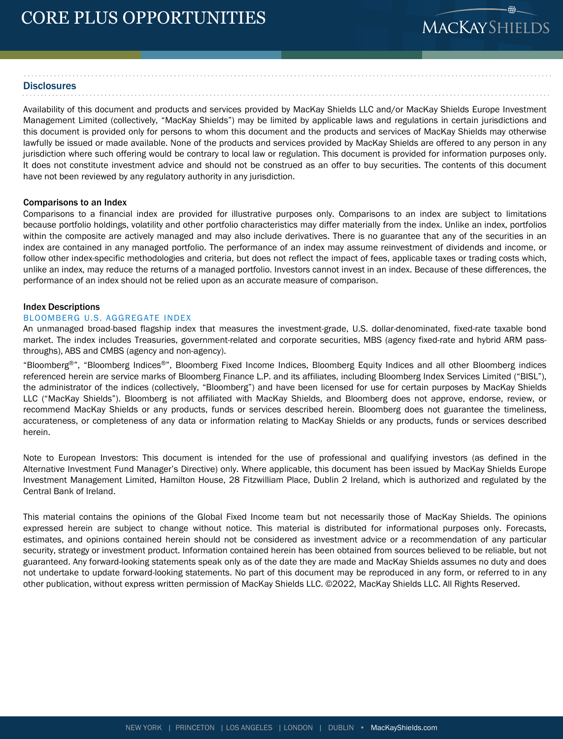## Disclosures

Availability of this document and products and services provided by MacKay Shields LLC and/or MacKay Shields Europe Investment Management Limited (collectively, "MacKay Shields") may be limited by applicable laws and regulations in certain jurisdictions and this document is provided only for persons to whom this document and the products and services of MacKay Shields may otherwise lawfully be issued or made available. None of the products and services provided by MacKay Shields are offered to any person in any jurisdiction where such offering would be contrary to local law or regulation. This document is provided for information purposes only. It does not constitute investment advice and should not be construed as an offer to buy securities. The contents of this document have not been reviewed by any regulatory authority in any jurisdiction.

### Comparisons to an Index

Comparisons to a financial index are provided for illustrative purposes only. Comparisons to an index are subject to limitations because portfolio holdings, volatility and other portfolio characteristics may differ materially from the index. Unlike an index, portfolios within the composite are actively managed and may also include derivatives. There is no guarantee that any of the securities in an index are contained in any managed portfolio. The performance of an index may assume reinvestment of dividends and income, or follow other index-specific methodologies and criteria, but does not reflect the impact of fees, applicable taxes or trading costs which, unlike an index, may reduce the returns of a managed portfolio. Investors cannot invest in an index. Because of these differences, the performance of an index should not be relied upon as an accurate measure of comparison.

### Index Descriptions

#### BLOOMBERG U.S. AGGREGATE INDEX

An unmanaged broad-based flagship index that measures the investment-grade, U.S. dollar-denominated, fixed-rate taxable bond market. The index includes Treasuries, government-related and corporate securities, MBS (agency fixed-rate and hybrid ARM pass-throughs), ABS and CMBS (agency and non-agency).

"Bloomberg®", "Bloomberg Indices®", Bloomberg Fixed Income Indices, Bloomberg Equity Indices and all other Bloomberg indices referenced herein are service marks of Bloomberg Finance L.P. and its affiliates, including Bloomberg Index Services Limited ("BISL"), the administrator of the indices (collectively, "Bloomberg") and have been licensed for use for certain purposes by MacKay Shields LLC ("MacKay Shields"). Bloomberg is not affiliated with MacKay Shields, and Bloomberg does not approve, endorse, review, or recommend MacKay Shields or any products, funds or services described herein. Bloomberg does not guarantee the timeliness, accurateness, or completeness of any data or information relating to MacKay Shields or any products, funds or services described herein.

Note to European Investors: This document is intended for the use of professional and qualifying investors (as defined in the Alternative Investment Fund Manager's Directive) only. Where applicable, this document has been issued by MacKay Shields Europe Investment Management Limited, Hamilton House, 28 Fitzwilliam Place, Dublin 2 Ireland, which is authorized and regulated by the Central Bank of Ireland.

This material contains the opinions of the Global Fixed Income team but not necessarily those of MacKay Shields. The opinions expressed herein are subject to change without notice. This material is distributed for informational purposes only. Forecasts, estimates, and opinions contained herein should not be considered as investment advice or a recommendation of any particular security, strategy or investment product. Information contained herein has been obtained from sources believed to be reliable, but not guaranteed. Any forward-looking statements speak only as of the date they are made and MacKay Shields assumes no duty and does not undertake to update forward-looking statements. No part of this document may be reproduced in any form, or referred to in any other publication, without express written permission of MacKay Shields LLC. ©2022, MacKay Shields LLC. All Rights Reserved.